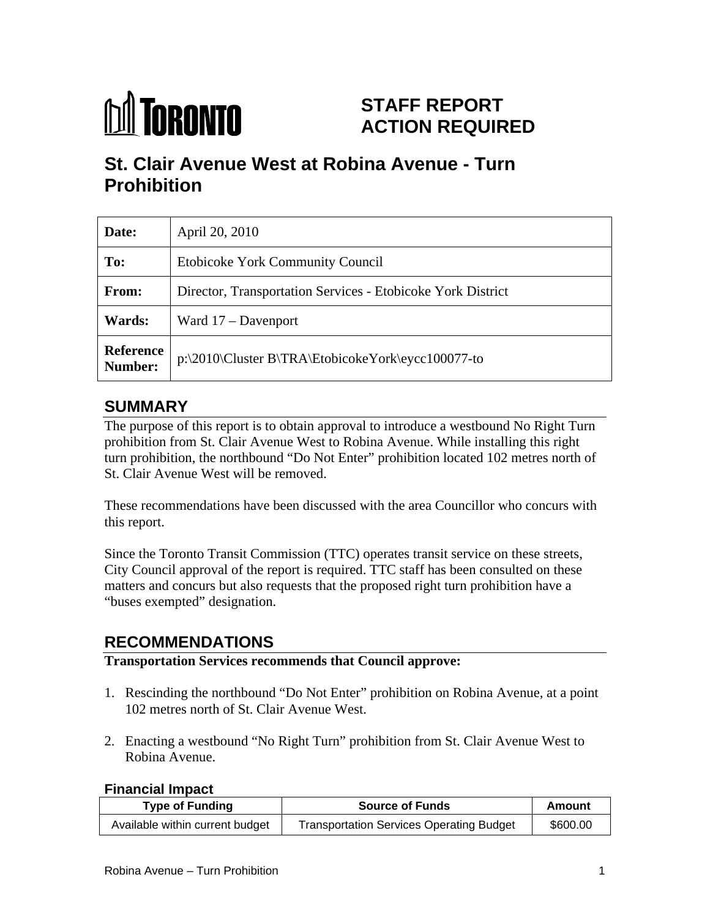TORONTO

# STAFF REPORT ACTION REQUIRED

# St. Clair Avenue West at Robina Avenue - Turn Prohibition

| | |
|---|---|
| **Date:** | April 20, 2010 |
| **To:** | Etobicoke York Community Council |
| **From:** | Director, Transportation Services - Etobicoke York District |
| **Wards:** | Ward 17 – Davenport |
| **Reference Number:** | p:\2010\Cluster B\TRA\EtobicokeYork\eycc100077-to |

## SUMMARY

The purpose of this report is to obtain approval to introduce a westbound No Right Turn prohibition from St. Clair Avenue West to Robina Avenue. While installing this right turn prohibition, the northbound "Do Not Enter" prohibition located 102 metres north of St. Clair Avenue West will be removed.

These recommendations have been discussed with the area Councillor who concurs with this report.

Since the Toronto Transit Commission (TTC) operates transit service on these streets, City Council approval of the report is required. TTC staff has been consulted on these matters and concurs but also requests that the proposed right turn prohibition have a "buses exempted" designation.

## RECOMMENDATIONS

**Transportation Services recommends that Council approve:**

1. Rescinding the northbound "Do Not Enter" prohibition on Robina Avenue, at a point 102 metres north of St. Clair Avenue West.
2. Enacting a westbound "No Right Turn" prohibition from St. Clair Avenue West to Robina Avenue.

### Financial Impact

| Type of Funding | Source of Funds | Amount |
|---|---|---|
| Available within current budget | Transportation Services Operating Budget | $600.00 |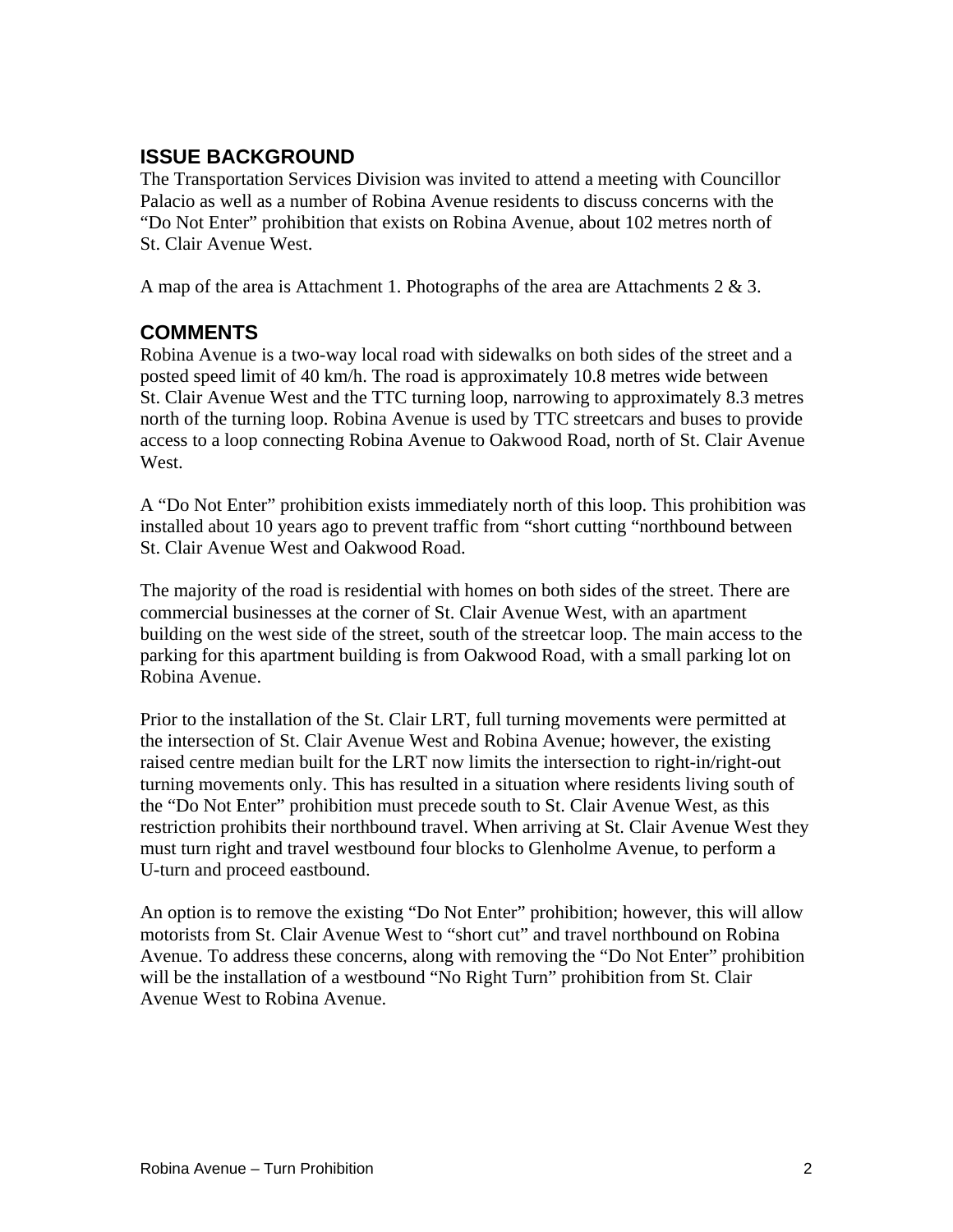## ISSUE BACKGROUND

The Transportation Services Division was invited to attend a meeting with Councillor Palacio as well as a number of Robina Avenue residents to discuss concerns with the "Do Not Enter" prohibition that exists on Robina Avenue, about 102 metres north of St. Clair Avenue West.

A map of the area is Attachment 1. Photographs of the area are Attachments 2 & 3.

## COMMENTS

Robina Avenue is a two-way local road with sidewalks on both sides of the street and a posted speed limit of 40 km/h. The road is approximately 10.8 metres wide between St. Clair Avenue West and the TTC turning loop, narrowing to approximately 8.3 metres north of the turning loop. Robina Avenue is used by TTC streetcars and buses to provide access to a loop connecting Robina Avenue to Oakwood Road, north of St. Clair Avenue West.

A "Do Not Enter" prohibition exists immediately north of this loop. This prohibition was installed about 10 years ago to prevent traffic from "short cutting "northbound between St. Clair Avenue West and Oakwood Road.

The majority of the road is residential with homes on both sides of the street. There are commercial businesses at the corner of St. Clair Avenue West, with an apartment building on the west side of the street, south of the streetcar loop. The main access to the parking for this apartment building is from Oakwood Road, with a small parking lot on Robina Avenue.

Prior to the installation of the St. Clair LRT, full turning movements were permitted at the intersection of St. Clair Avenue West and Robina Avenue; however, the existing raised centre median built for the LRT now limits the intersection to right-in/right-out turning movements only. This has resulted in a situation where residents living south of the "Do Not Enter" prohibition must precede south to St. Clair Avenue West, as this restriction prohibits their northbound travel. When arriving at St. Clair Avenue West they must turn right and travel westbound four blocks to Glenholme Avenue, to perform a U-turn and proceed eastbound.

An option is to remove the existing "Do Not Enter" prohibition; however, this will allow motorists from St. Clair Avenue West to "short cut" and travel northbound on Robina Avenue. To address these concerns, along with removing the "Do Not Enter" prohibition will be the installation of a westbound "No Right Turn" prohibition from St. Clair Avenue West to Robina Avenue.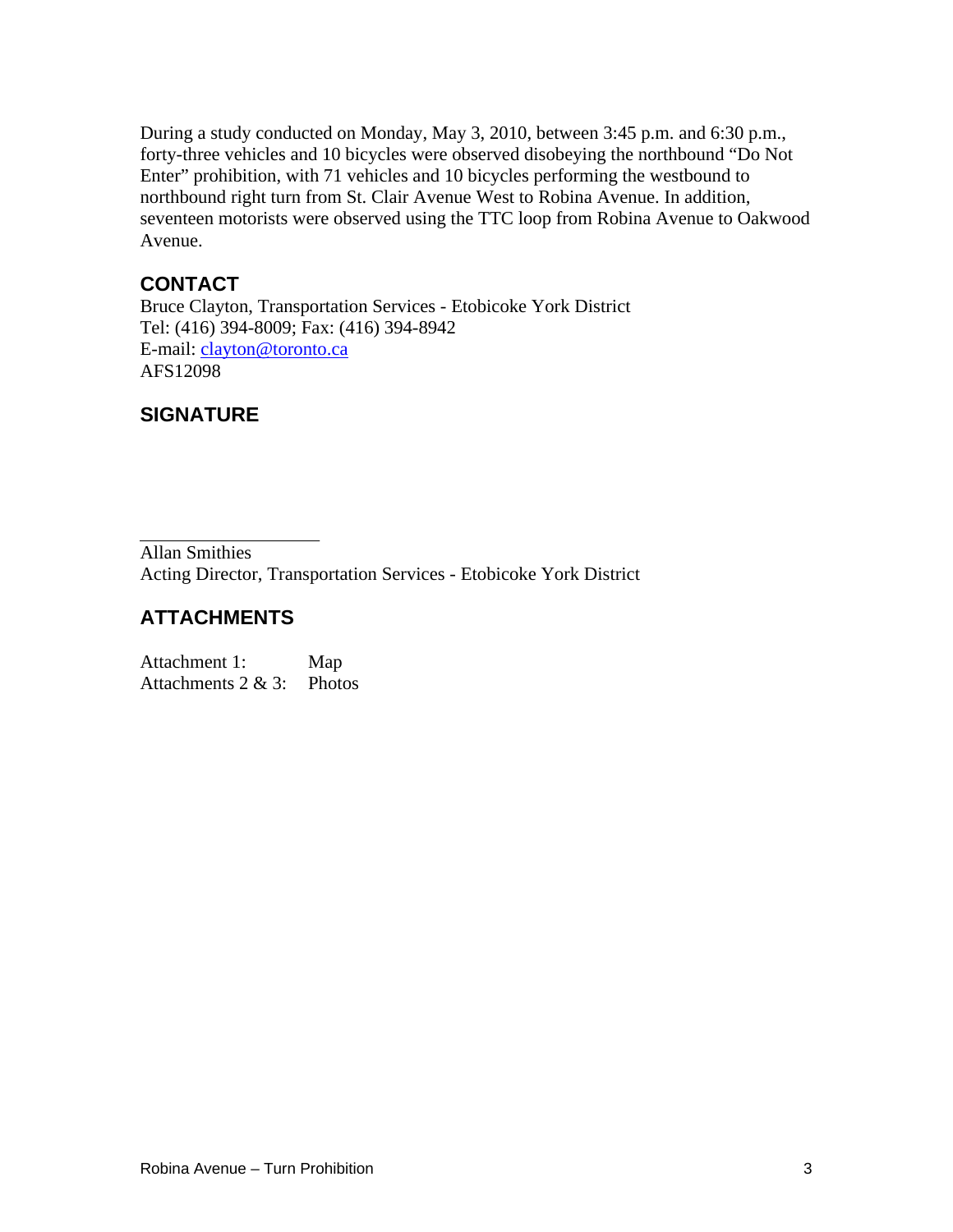During a study conducted on Monday, May 3, 2010, between 3:45 p.m. and 6:30 p.m., forty-three vehicles and 10 bicycles were observed disobeying the northbound "Do Not Enter" prohibition, with 71 vehicles and 10 bicycles performing the westbound to northbound right turn from St. Clair Avenue West to Robina Avenue. In addition, seventeen motorists were observed using the TTC loop from Robina Avenue to Oakwood Avenue.

## CONTACT

Bruce Clayton, Transportation Services - Etobicoke York District
Tel: (416) 394-8009; Fax: (416) 394-8942
E-mail: clayton@toronto.ca
AFS12098

## SIGNATURE

_______________________
Allan Smithies
Acting Director, Transportation Services - Etobicoke York District

## ATTACHMENTS

Attachment 1: Map
Attachments 2 & 3: Photos